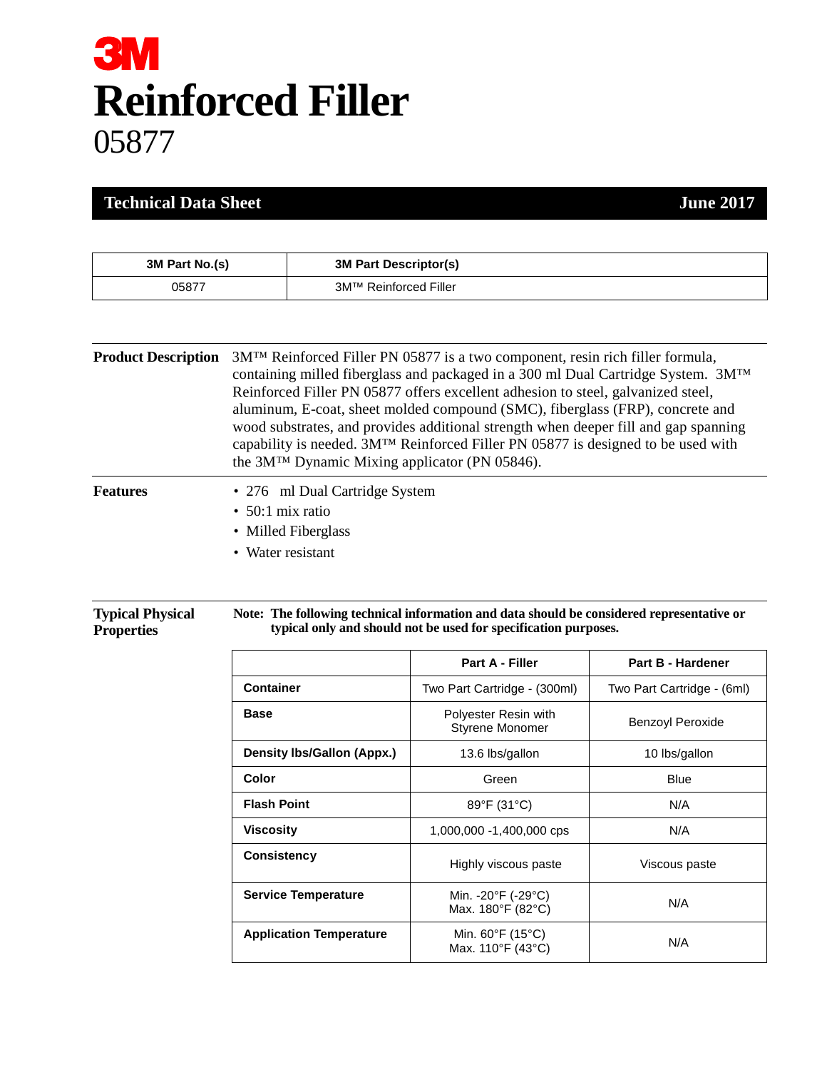# 3M

# Reinforced Filler

## 05877

**Technical Data Sheet** — **June 2017**

| 3M Part No.(s) | 3M Part Descriptor(s) |
|---|---|
| 05877 | 3M™ Reinforced Filler |

**Product Description**

3M™ Reinforced Filler PN 05877 is a two component, resin rich filler formula, containing milled fiberglass and packaged in a 300 ml Dual Cartridge System. 3M™ Reinforced Filler PN 05877 offers excellent adhesion to steel, galvanized steel, aluminum, E-coat, sheet molded compound (SMC), fiberglass (FRP), concrete and wood substrates, and provides additional strength when deeper fill and gap spanning capability is needed. 3M™ Reinforced Filler PN 05877 is designed to be used with the 3M™ Dynamic Mixing applicator (PN 05846).

**Features**

- 276 ml Dual Cartridge System
- 50:1 mix ratio
- Milled Fiberglass
- Water resistant

**Typical Physical Properties**

**Note: The following technical information and data should be considered representative or typical only and should not be used for specification purposes.**

| | Part A - Filler | Part B - Hardener |
|---|---|---|
| **Container** | Two Part Cartridge - (300ml) | Two Part Cartridge - (6ml) |
| **Base** | Polyester Resin with Styrene Monomer | Benzoyl Peroxide |
| **Density lbs/Gallon (Appx.)** | 13.6 lbs/gallon | 10 lbs/gallon |
| **Color** | Green | Blue |
| **Flash Point** | 89°F (31°C) | N/A |
| **Viscosity** | 1,000,000 -1,400,000 cps | N/A |
| **Consistency** | Highly viscous paste | Viscous paste |
| **Service Temperature** | Min. -20°F (-29°C) Max. 180°F (82°C) | N/A |
| **Application Temperature** | Min. 60°F (15°C) Max. 110°F (43°C) | N/A |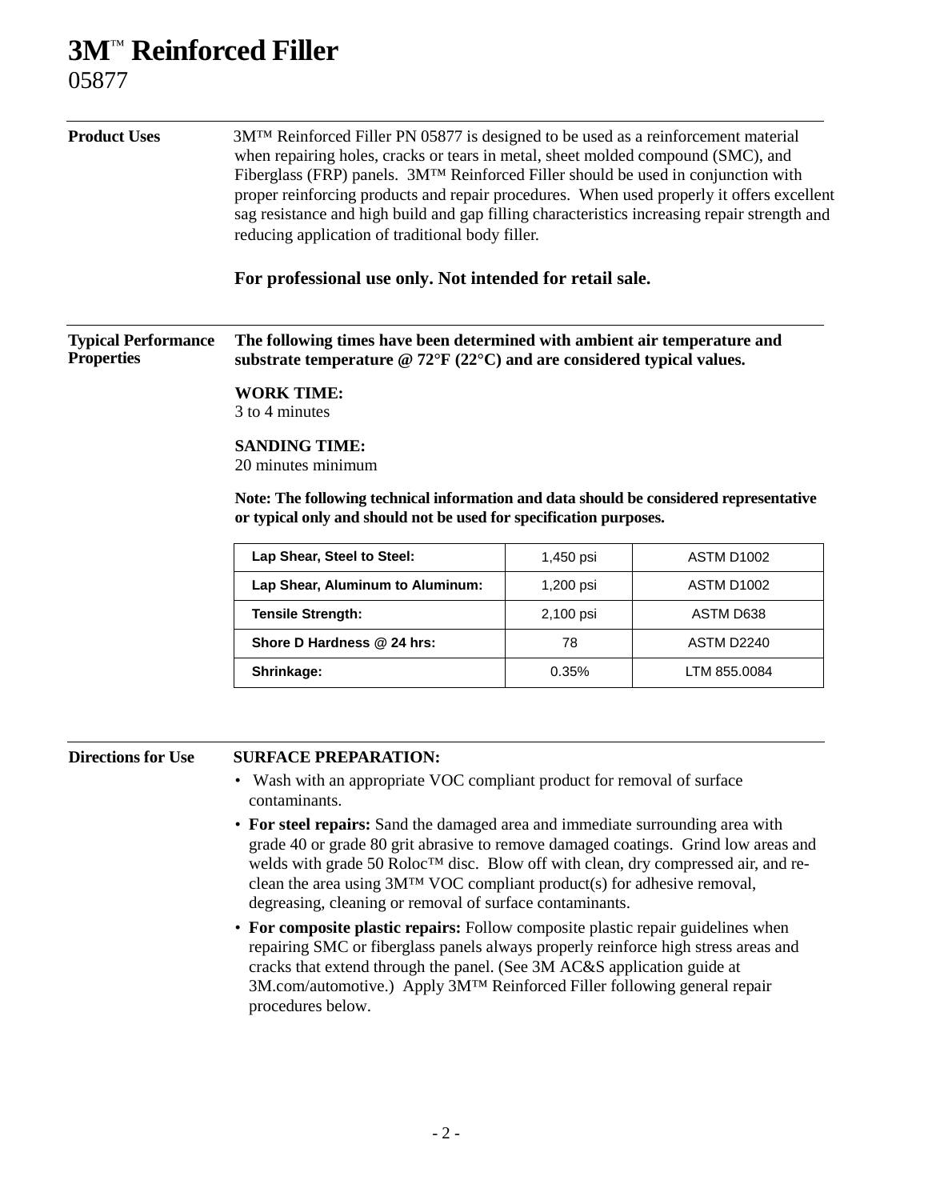# 3M™ Reinforced Filler

05877

**Product Uses**

3M™ Reinforced Filler PN 05877 is designed to be used as a reinforcement material when repairing holes, cracks or tears in metal, sheet molded compound (SMC), and Fiberglass (FRP) panels. 3M™ Reinforced Filler should be used in conjunction with proper reinforcing products and repair procedures. When used properly it offers excellent sag resistance and high build and gap filling characteristics increasing repair strength and reducing application of traditional body filler.

**For professional use only. Not intended for retail sale.**

**Typical Performance Properties**

**The following times have been determined with ambient air temperature and substrate temperature @ 72°F (22°C) and are considered typical values.**

**WORK TIME:**
3 to 4 minutes

**SANDING TIME:**
20 minutes minimum

**Note: The following technical information and data should be considered representative or typical only and should not be used for specification purposes.**

| | | |
|---|---|---|
| **Lap Shear, Steel to Steel:** | 1,450 psi | ASTM D1002 |
| **Lap Shear, Aluminum to Aluminum:** | 1,200 psi | ASTM D1002 |
| **Tensile Strength:** | 2,100 psi | ASTM D638 |
| **Shore D Hardness @ 24 hrs:** | 78 | ASTM D2240 |
| **Shrinkage:** | 0.35% | LTM 855.0084 |

**Directions for Use**

**SURFACE PREPARATION:**

- Wash with an appropriate VOC compliant product for removal of surface contaminants.
- **For steel repairs:** Sand the damaged area and immediate surrounding area with grade 40 or grade 80 grit abrasive to remove damaged coatings. Grind low areas and welds with grade 50 Roloc™ disc. Blow off with clean, dry compressed air, and re-clean the area using 3M™ VOC compliant product(s) for adhesive removal, degreasing, cleaning or removal of surface contaminants.
- **For composite plastic repairs:** Follow composite plastic repair guidelines when repairing SMC or fiberglass panels always properly reinforce high stress areas and cracks that extend through the panel. (See 3M AC&S application guide at 3M.com/automotive.) Apply 3M™ Reinforced Filler following general repair procedures below.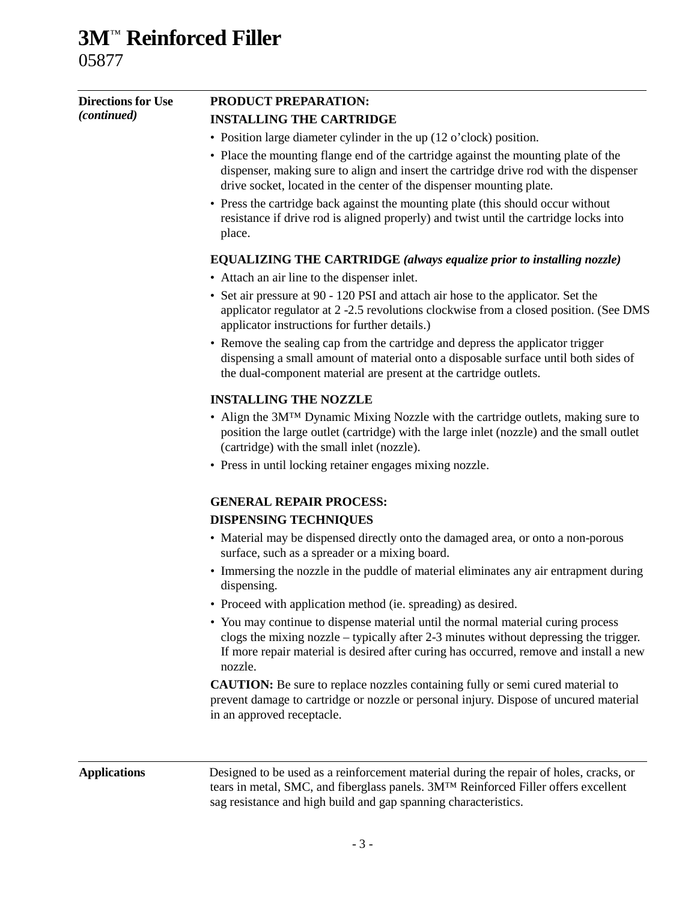# 3M™ Reinforced Filler

05877

**Directions for Use** *(continued)*

**PRODUCT PREPARATION:**

**INSTALLING THE CARTRIDGE**

- Position large diameter cylinder in the up (12 o'clock) position.
- Place the mounting flange end of the cartridge against the mounting plate of the dispenser, making sure to align and insert the cartridge drive rod with the dispenser drive socket, located in the center of the dispenser mounting plate.
- Press the cartridge back against the mounting plate (this should occur without resistance if drive rod is aligned properly) and twist until the cartridge locks into place.

**EQUALIZING THE CARTRIDGE** ***(always equalize prior to installing nozzle)***

- Attach an air line to the dispenser inlet.
- Set air pressure at 90 - 120 PSI and attach air hose to the applicator. Set the applicator regulator at 2 -2.5 revolutions clockwise from a closed position. (See DMS applicator instructions for further details.)
- Remove the sealing cap from the cartridge and depress the applicator trigger dispensing a small amount of material onto a disposable surface until both sides of the dual-component material are present at the cartridge outlets.

**INSTALLING THE NOZZLE**

- Align the 3M™ Dynamic Mixing Nozzle with the cartridge outlets, making sure to position the large outlet (cartridge) with the large inlet (nozzle) and the small outlet (cartridge) with the small inlet (nozzle).
- Press in until locking retainer engages mixing nozzle.

**GENERAL REPAIR PROCESS:**

**DISPENSING TECHNIQUES**

- Material may be dispensed directly onto the damaged area, or onto a non-porous surface, such as a spreader or a mixing board.
- Immersing the nozzle in the puddle of material eliminates any air entrapment during dispensing.
- Proceed with application method (ie. spreading) as desired.
- You may continue to dispense material until the normal material curing process clogs the mixing nozzle – typically after 2-3 minutes without depressing the trigger. If more repair material is desired after curing has occurred, remove and install a new nozzle.

**CAUTION:** Be sure to replace nozzles containing fully or semi cured material to prevent damage to cartridge or nozzle or personal injury. Dispose of uncured material in an approved receptacle.

**Applications**

Designed to be used as a reinforcement material during the repair of holes, cracks, or tears in metal, SMC, and fiberglass panels. 3M™ Reinforced Filler offers excellent sag resistance and high build and gap spanning characteristics.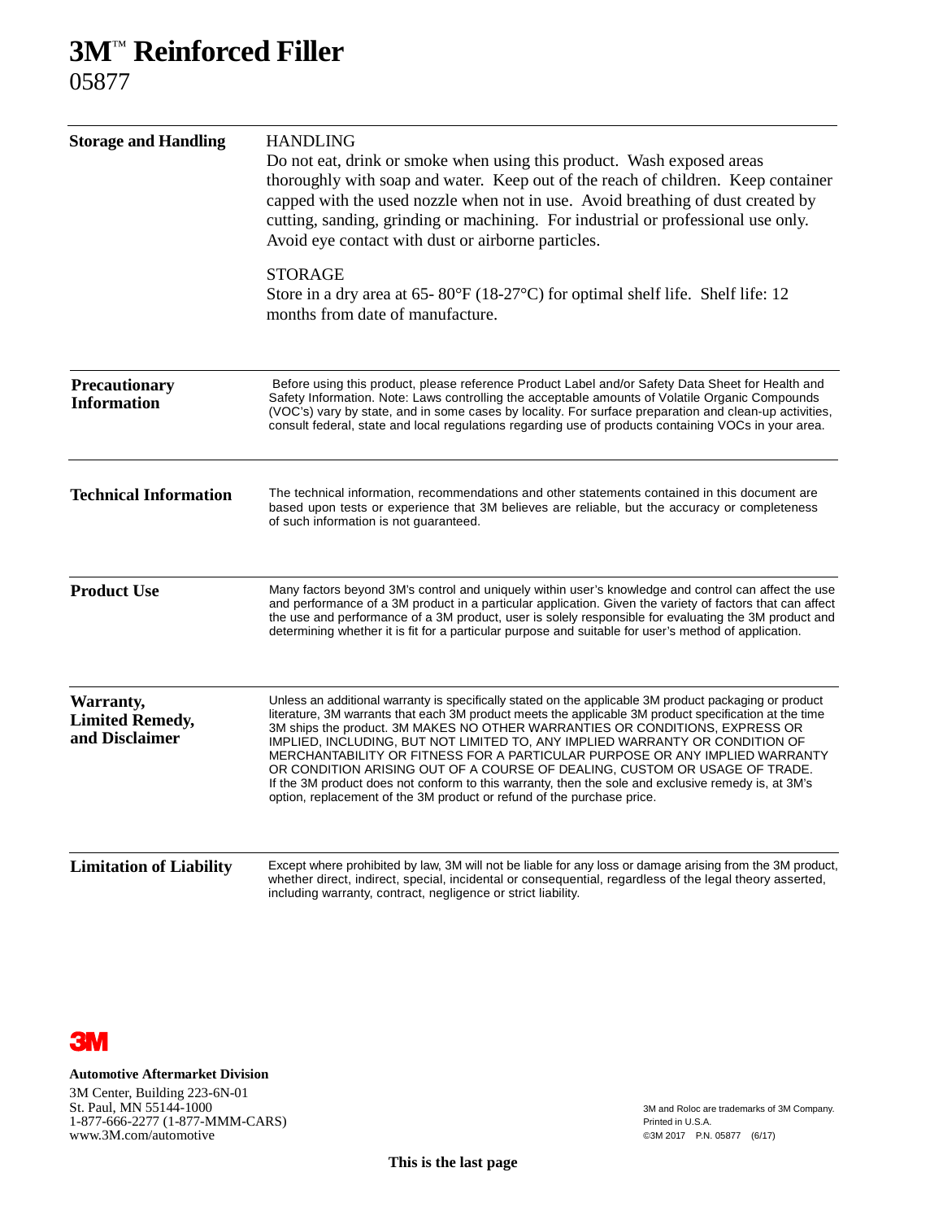# 3M™ Reinforced Filler

05877

## Storage and Handling

HANDLING

Do not eat, drink or smoke when using this product. Wash exposed areas thoroughly with soap and water. Keep out of the reach of children. Keep container capped with the used nozzle when not in use. Avoid breathing of dust created by cutting, sanding, grinding or machining. For industrial or professional use only. Avoid eye contact with dust or airborne particles.

STORAGE

Store in a dry area at 65- 80°F (18-27°C) for optimal shelf life. Shelf life: 12 months from date of manufacture.

## Precautionary Information

Before using this product, please reference Product Label and/or Safety Data Sheet for Health and Safety Information. Note: Laws controlling the acceptable amounts of Volatile Organic Compounds (VOC's) vary by state, and in some cases by locality. For surface preparation and clean-up activities, consult federal, state and local regulations regarding use of products containing VOCs in your area.

## Technical Information

The technical information, recommendations and other statements contained in this document are based upon tests or experience that 3M believes are reliable, but the accuracy or completeness of such information is not guaranteed.

## Product Use

Many factors beyond 3M's control and uniquely within user's knowledge and control can affect the use and performance of a 3M product in a particular application. Given the variety of factors that can affect the use and performance of a 3M product, user is solely responsible for evaluating the 3M product and determining whether it is fit for a particular purpose and suitable for user's method of application.

## Warranty, Limited Remedy, and Disclaimer

Unless an additional warranty is specifically stated on the applicable 3M product packaging or product literature, 3M warrants that each 3M product meets the applicable 3M product specification at the time 3M ships the product. 3M MAKES NO OTHER WARRANTIES OR CONDITIONS, EXPRESS OR IMPLIED, INCLUDING, BUT NOT LIMITED TO, ANY IMPLIED WARRANTY OR CONDITION OF MERCHANTABILITY OR FITNESS FOR A PARTICULAR PURPOSE OR ANY IMPLIED WARRANTY OR CONDITION ARISING OUT OF A COURSE OF DEALING, CUSTOM OR USAGE OF TRADE. If the 3M product does not conform to this warranty, then the sole and exclusive remedy is, at 3M's option, replacement of the 3M product or refund of the purchase price.

## Limitation of Liability

Except where prohibited by law, 3M will not be liable for any loss or damage arising from the 3M product, whether direct, indirect, special, incidental or consequential, regardless of the legal theory asserted, including warranty, contract, negligence or strict liability.

3M

**Automotive Aftermarket Division**

3M Center, Building 223-6N-01
St. Paul, MN 55144-1000
1-877-666-2277 (1-877-MMM-CARS)
www.3M.com/automotive

3M and Roloc are trademarks of 3M Company.
Printed in U.S.A.
©3M 2017 P.N. 05877 (6/17)

**This is the last page**